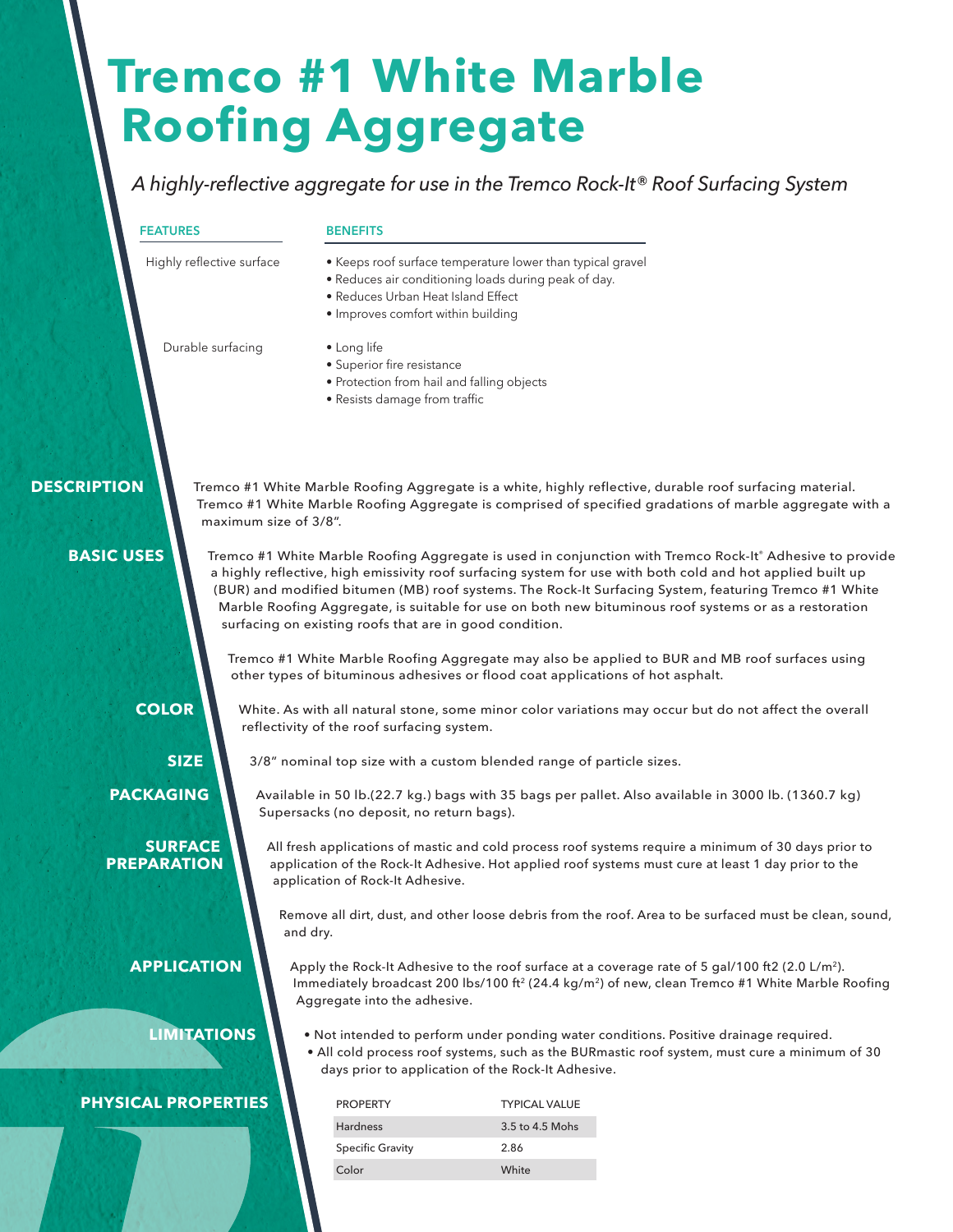# Tremco #1 White Marble Roofing Aggregate

*A highly-reflective aggregate for use in the Tremco Rock-It® Roof Surfacing System*

| FEATURES | BENEFITS |
|---|---|
| Highly reflective surface | • Keeps roof surface temperature lower than typical gravel<br>• Reduces air conditioning loads during peak of day.<br>• Reduces Urban Heat Island Effect<br>• Improves comfort within building |
| Durable surfacing | • Long life<br>• Superior fire resistance<br>• Protection from hail and falling objects<br>• Resists damage from traffic |

## DESCRIPTION

Tremco #1 White Marble Roofing Aggregate is a white, highly reflective, durable roof surfacing material. Tremco #1 White Marble Roofing Aggregate is comprised of specified gradations of marble aggregate with a maximum size of 3/8".

## BASIC USES

Tremco #1 White Marble Roofing Aggregate is used in conjunction with Tremco Rock-It® Adhesive to provide a highly reflective, high emissivity roof surfacing system for use with both cold and hot applied built up (BUR) and modified bitumen (MB) roof systems. The Rock-It Surfacing System, featuring Tremco #1 White Marble Roofing Aggregate, is suitable for use on both new bituminous roof systems or as a restoration surfacing on existing roofs that are in good condition.

Tremco #1 White Marble Roofing Aggregate may also be applied to BUR and MB roof surfaces using other types of bituminous adhesives or flood coat applications of hot asphalt.

## COLOR

White. As with all natural stone, some minor color variations may occur but do not affect the overall reflectivity of the roof surfacing system.

## SIZE

3/8" nominal top size with a custom blended range of particle sizes.

## PACKAGING

Available in 50 lb.(22.7 kg.) bags with 35 bags per pallet. Also available in 3000 lb. (1360.7 kg) Supersacks (no deposit, no return bags).

## SURFACE PREPARATION

All fresh applications of mastic and cold process roof systems require a minimum of 30 days prior to application of the Rock-It Adhesive. Hot applied roof systems must cure at least 1 day prior to the application of Rock-It Adhesive.

Remove all dirt, dust, and other loose debris from the roof. Area to be surfaced must be clean, sound, and dry.

## APPLICATION

Apply the Rock-It Adhesive to the roof surface at a coverage rate of 5 gal/100 ft2 (2.0 L/m$^2$). Immediately broadcast 200 lbs/100 ft$^2$ (24.4 kg/m$^2$) of new, clean Tremco #1 White Marble Roofing Aggregate into the adhesive.

## LIMITATIONS

- Not intended to perform under ponding water conditions. Positive drainage required.
- All cold process roof systems, such as the BURmastic roof system, must cure a minimum of 30 days prior to application of the Rock-It Adhesive.

## PHYSICAL PROPERTIES

| PROPERTY | TYPICAL VALUE |
|---|---|
| Hardness | 3.5 to 4.5 Mohs |
| Specific Gravity | 2.86 |
| Color | White |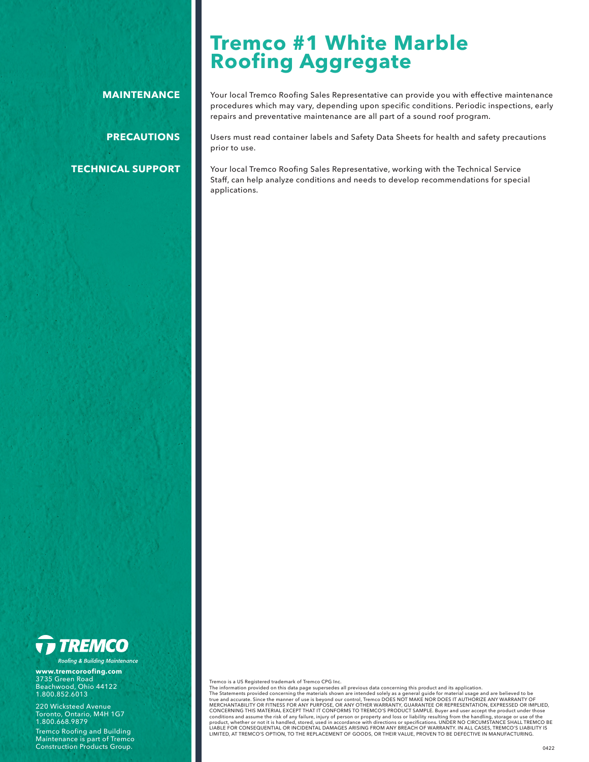# Tremco #1 White Marble Roofing Aggregate

**MAINTENANCE**

Your local Tremco Roofing Sales Representative can provide you with effective maintenance procedures which may vary, depending upon specific conditions. Periodic inspections, early repairs and preventative maintenance are all part of a sound roof program.

**PRECAUTIONS**

Users must read container labels and Safety Data Sheets for health and safety precautions prior to use.

**TECHNICAL SUPPORT**

Your local Tremco Roofing Sales Representative, working with the Technical Service Staff, can help analyze conditions and needs to develop recommendations for special applications.

TREMCO

*Roofing & Building Maintenance*

**www.tremcoroofing.com**
3735 Green Road
Beachwood, Ohio 44122
1.800.852.6013

220 Wicksteed Avenue
Toronto, Ontario, M4H 1G7
1.800.668.9879

Tremco Roofing and Building Maintenance is part of Tremco Construction Products Group.

Tremco is a US Registered trademark of Tremco CPG Inc.
The information provided on this data page supersedes all previous data concerning this product and its application.
The Statements provided concerning the materials shown are intended solely as a general guide for material usage and are believed to be true and accurate. Since the manner of use is beyond our control, Tremco DOES NOT MAKE NOR DOES IT AUTHORIZE ANY WARRANTY OF MERCHANTABILITY OR FITNESS FOR ANY PURPOSE, OR ANY OTHER WARRANTY, GUARANTEE OR REPRESENTATION, EXPRESSED OR IMPLIED, CONCERNING THIS MATERIAL EXCEPT THAT IT CONFORMS TO TREMCO'S PRODUCT SAMPLE. Buyer and user accept the product under those conditions and assume the risk of any failure, injury of person or property and loss or liability resulting from the handling, storage or use of the product, whether or not it is handled, stored, used in accordance with directions or specifications. UNDER NO CIRCUMSTANCE SHALL TREMCO BE LIABLE FOR CONSEQUENTIAL OR INCIDENTAL DAMAGES ARISING FROM ANY BREACH OF WARRANTY. IN ALL CASES, TREMCO'S LIABILITY IS LIMITED, AT TREMCO'S OPTION, TO THE REPLACEMENT OF GOODS, OR THEIR VALUE, PROVEN TO BE DEFECTIVE IN MANUFACTURING.

0422